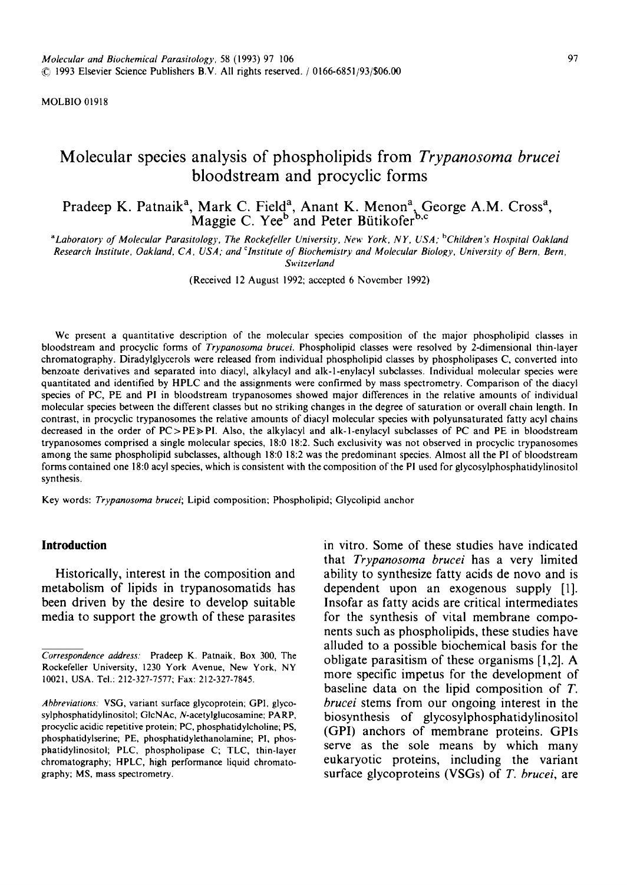MOLBIO 01918

# Molecular species analysis of phospholipids from *Trypanosoma brucei* bloodstream and procyclic forms

Pradeep K. Patnaik[a], Mark C. Field[a], Anant K. Menon[a], George A.M. Cross[a], Maggie C. Yee[b] and Peter Bütikofer[b,c]

[a]*Laboratory of Molecular Parasitology, The Rockefeller University, New York, NY, USA;* [b]*Children's Hospital Oakland Research Institute, Oakland, CA, USA; and* [c]*Institute of Biochemistry and Molecular Biology, University of Bern, Bern, Switzerland*

(Received 12 August 1992; accepted 6 November 1992)

We present a quantitative description of the molecular species composition of the major phospholipid classes in bloodstream and procyclic forms of *Trypanosoma brucei*. Phospholipid classes were resolved by 2-dimensional thin-layer chromatography. Diradylglycerols were released from individual phospholipid classes by phospholipases C, converted into benzoate derivatives and separated into diacyl, alkylacyl and alk-1-enylacyl subclasses. Individual molecular species were quantitated and identified by HPLC and the assignments were confirmed by mass spectrometry. Comparison of the diacyl species of PC, PE and PI in bloodstream trypanosomes showed major differences in the relative amounts of individual molecular species between the different classes but no striking changes in the degree of saturation or overall chain length. In contrast, in procyclic trypanosomes the relative amounts of diacyl molecular species with polyunsaturated fatty acyl chains decreased in the order of PC > PE ≫ PI. Also, the alkylacyl and alk-1-enylacyl subclasses of PC and PE in bloodstream trypanosomes comprised a single molecular species, 18:0 18:2. Such exclusivity was not observed in procyclic trypanosomes among the same phospholipid subclasses, although 18:0 18:2 was the predominant species. Almost all the PI of bloodstream forms contained one 18:0 acyl species, which is consistent with the composition of the PI used for glycosylphosphatidylinositol synthesis.

Key words: *Trypanosoma brucei*; Lipid composition; Phospholipid; Glycolipid anchor

## Introduction

Historically, interest in the composition and metabolism of lipids in trypanosomatids has been driven by the desire to develop suitable media to support the growth of these parasites in vitro. Some of these studies have indicated that *Trypanosoma brucei* has a very limited ability to synthesize fatty acids de novo and is dependent upon an exogenous supply [1]. Insofar as fatty acids are critical intermediates for the synthesis of vital membrane components such as phospholipids, these studies have alluded to a possible biochemical basis for the obligate parasitism of these organisms [1,2]. A more specific impetus for the development of baseline data on the lipid composition of *T. brucei* stems from our ongoing interest in the biosynthesis of glycosylphosphatidylinositol (GPI) anchors of membrane proteins. GPIs serve as the sole means by which many eukaryotic proteins, including the variant surface glycoproteins (VSGs) of *T. brucei*, are

*Correspondence address:* Pradeep K. Patnaik, Box 300, The Rockefeller University, 1230 York Avenue, New York, NY 10021, USA. Tel.: 212-327-7577; Fax: 212-327-7845.

*Abbreviations:* VSG, variant surface glycoprotein; GPI, glycosylphosphatidylinositol; GlcNAc, *N*-acetylglucosamine; PARP, procyclic acidic repetitive protein; PC, phosphatidylcholine; PS, phosphatidylserine; PE, phosphatidylethanolamine; PI, phosphatidylinositol; PLC, phospholipase C; TLC, thin-layer chromatography; HPLC, high performance liquid chromatography; MS, mass spectrometry.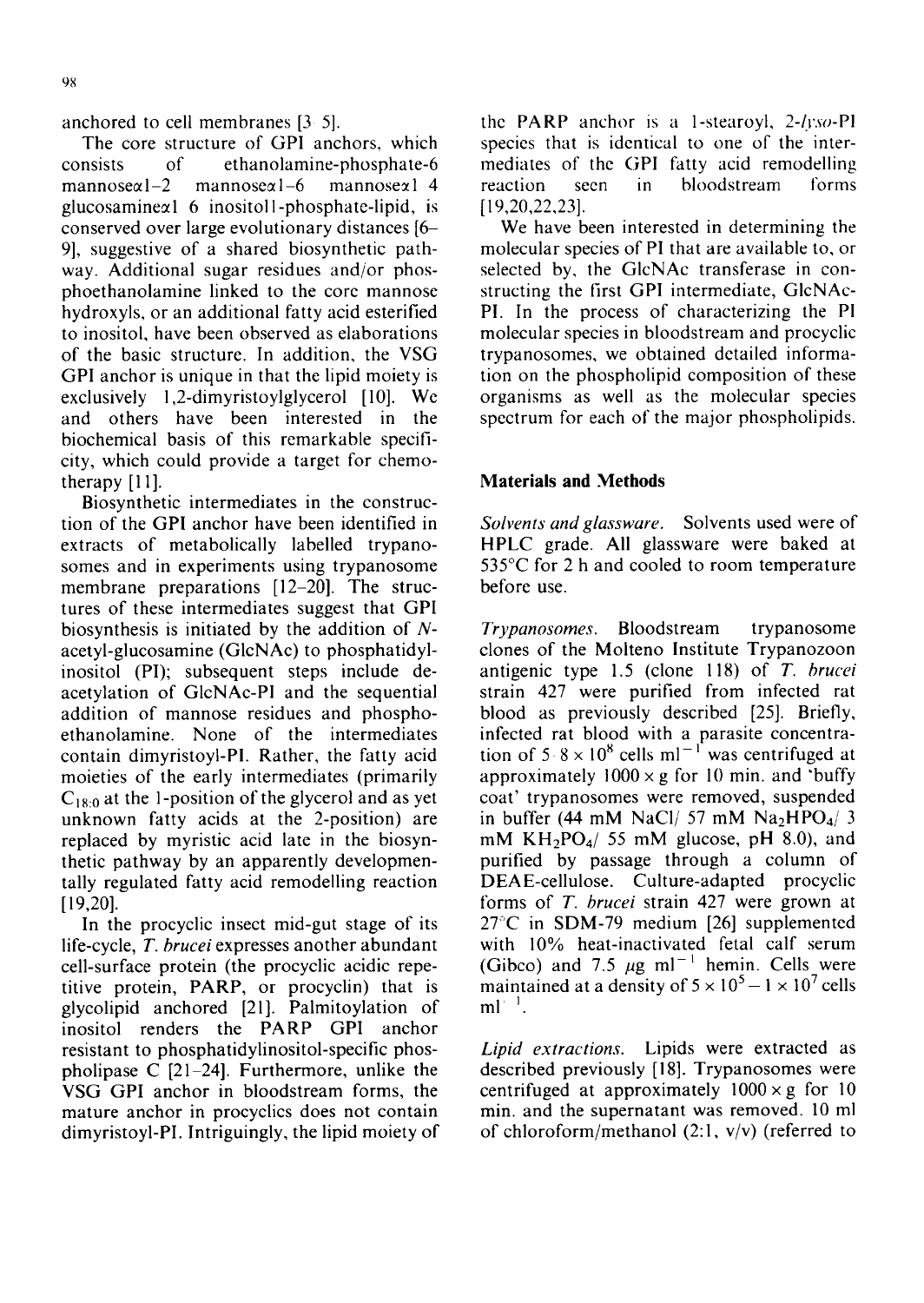anchored to cell membranes [3–5].

The core structure of GPI anchors, which consists of ethanolamine-phosphate-6 mannoseα1–2 mannoseα1–6 mannoseα1–4 glucosamineα1–6 inositol1-phosphate-lipid, is conserved over large evolutionary distances [6–9], suggestive of a shared biosynthetic pathway. Additional sugar residues and/or phosphoethanolamine linked to the core mannose hydroxyls, or an additional fatty acid esterified to inositol, have been observed as elaborations of the basic structure. In addition, the VSG GPI anchor is unique in that the lipid moiety is exclusively 1,2-dimyristoylglycerol [10]. We and others have been interested in the biochemical basis of this remarkable specificity, which could provide a target for chemotherapy [11].

Biosynthetic intermediates in the construction of the GPI anchor have been identified in extracts of metabolically labelled trypanosomes and in experiments using trypanosome membrane preparations [12–20]. The structures of these intermediates suggest that GPI biosynthesis is initiated by the addition of *N*-acetyl-glucosamine (GlcNAc) to phosphatidylinositol (PI); subsequent steps include de-acetylation of GlcNAc-PI and the sequential addition of mannose residues and phosphoethanolamine. None of the intermediates contain dimyristoyl-PI. Rather, the fatty acid moieties of the early intermediates (primarily $C_{18:0}$ at the 1-position of the glycerol and as yet unknown fatty acids at the 2-position) are replaced by myristic acid late in the biosynthetic pathway by an apparently developmentally regulated fatty acid remodelling reaction [19,20].

In the procyclic insect mid-gut stage of its life-cycle, *T. brucei* expresses another abundant cell-surface protein (the procyclic acidic repetitive protein, PARP, or procyclin) that is glycolipid anchored [21]. Palmitoylation of inositol renders the PARP GPI anchor resistant to phosphatidylinositol-specific phospholipase C [21–24]. Furthermore, unlike the VSG GPI anchor in bloodstream forms, the mature anchor in procyclics does not contain dimyristoyl-PI. Intriguingly, the lipid moiety of the PARP anchor is a 1-stearoyl, 2-*lyso*-PI species that is identical to one of the intermediates of the GPI fatty acid remodelling reaction seen in bloodstream forms [19,20,22,23].

We have been interested in determining the molecular species of PI that are available to, or selected by, the GlcNAc transferase in constructing the first GPI intermediate, GlcNAc-PI. In the process of characterizing the PI molecular species in bloodstream and procyclic trypanosomes, we obtained detailed information on the phospholipid composition of these organisms as well as the molecular species spectrum for each of the major phospholipids.

## Materials and Methods

*Solvents and glassware.* Solvents used were of HPLC grade. All glassware were baked at 535°C for 2 h and cooled to room temperature before use.

*Trypanosomes.* Bloodstream trypanosome clones of the Molteno Institute Trypanozoon antigenic type 1.5 (clone 118) of *T. brucei* strain 427 were purified from infected rat blood as previously described [25]. Briefly, infected rat blood with a parasite concentration of $5$–$8 \times 10^8$ cells $ml^{-1}$ was centrifuged at approximately $1000 \times g$ for 10 min. and 'buffy coat' trypanosomes were removed, suspended in buffer (44 mM NaCl/ 57 mM $Na_2HPO_4$/ 3 mM $KH_2PO_4$/ 55 mM glucose, pH 8.0), and purified by passage through a column of DEAE-cellulose. Culture-adapted procyclic forms of *T. brucei* strain 427 were grown at 27°C in SDM-79 medium [26] supplemented with 10% heat-inactivated fetal calf serum (Gibco) and 7.5 μg $ml^{-1}$ hemin. Cells were maintained at a density of $5 \times 10^5 - 1 \times 10^7$ cells $ml^{-1}$.

*Lipid extractions.* Lipids were extracted as described previously [18]. Trypanosomes were centrifuged at approximately $1000 \times g$ for 10 min. and the supernatant was removed. 10 ml of chloroform/methanol (2:1, v/v) (referred to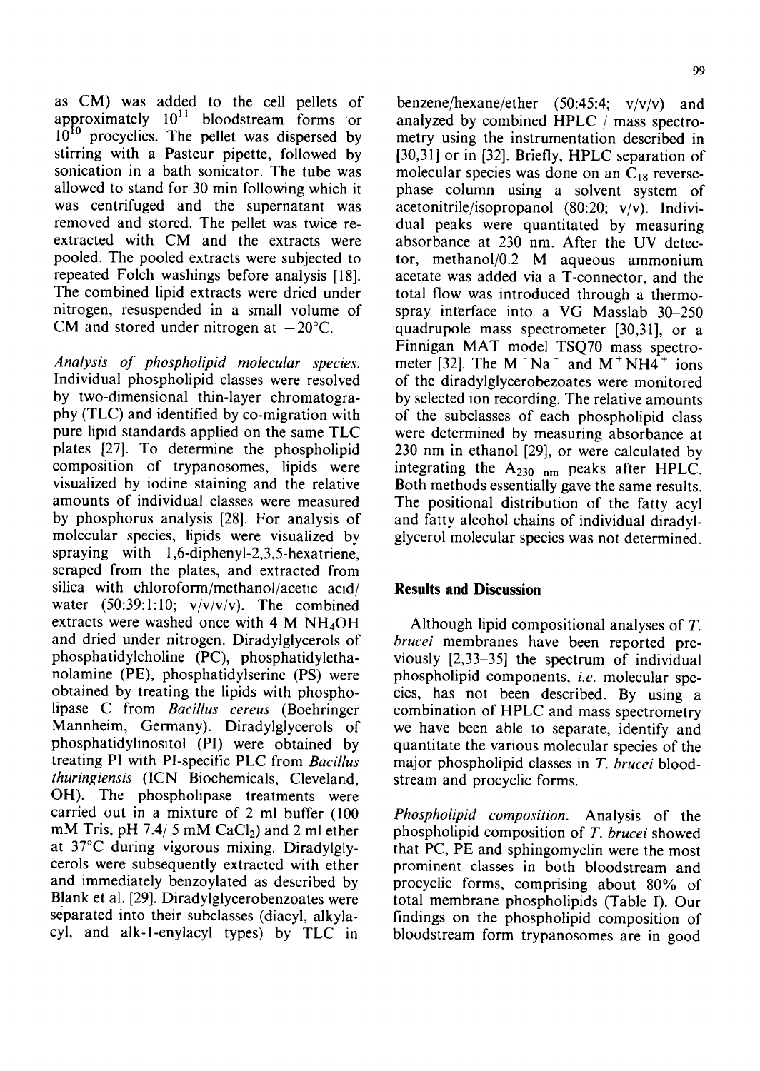as CM) was added to the cell pellets of approximately $10^{11}$ bloodstream forms or $10^{10}$ procyclics. The pellet was dispersed by stirring with a Pasteur pipette, followed by sonication in a bath sonicator. The tube was allowed to stand for 30 min following which it was centrifuged and the supernatant was removed and stored. The pellet was twice re-extracted with CM and the extracts were pooled. The pooled extracts were subjected to repeated Folch washings before analysis [18]. The combined lipid extracts were dried under nitrogen, resuspended in a small volume of CM and stored under nitrogen at −20°C.

*Analysis of phospholipid molecular species.* Individual phospholipid classes were resolved by two-dimensional thin-layer chromatography (TLC) and identified by co-migration with pure lipid standards applied on the same TLC plates [27]. To determine the phospholipid composition of trypanosomes, lipids were visualized by iodine staining and the relative amounts of individual classes were measured by phosphorus analysis [28]. For analysis of molecular species, lipids were visualized by spraying with 1,6-diphenyl-2,3,5-hexatriene, scraped from the plates, and extracted from silica with chloroform/methanol/acetic acid/water (50:39:1:10; v/v/v/v). The combined extracts were washed once with 4 M $NH_4OH$ and dried under nitrogen. Diradylglycerols of phosphatidylcholine (PC), phosphatidylethanolamine (PE), phosphatidylserine (PS) were obtained by treating the lipids with phospholipase C from *Bacillus cereus* (Boehringer Mannheim, Germany). Diradylglycerols of phosphatidylinositol (PI) were obtained by treating PI with PI-specific PLC from *Bacillus thuringiensis* (ICN Biochemicals, Cleveland, OH). The phospholipase treatments were carried out in a mixture of 2 ml buffer (100 mM Tris, pH 7.4/ 5 mM $CaCl_2$) and 2 ml ether at 37°C during vigorous mixing. Diradylglycerols were subsequently extracted with ether and immediately benzoylated as described by Blank et al. [29]. Diradylglycerobenzoates were separated into their subclasses (diacyl, alkylacyl, and alk-1-enylacyl types) by TLC in benzene/hexane/ether (50:45:4; v/v/v) and analyzed by combined HPLC / mass spectrometry using the instrumentation described in [30,31] or in [32]. Briefly, HPLC separation of molecular species was done on an $C_{18}$ reverse-phase column using a solvent system of acetonitrile/isopropanol (80:20; v/v). Individual peaks were quantitated by measuring absorbance at 230 nm. After the UV detector, methanol/0.2 M aqueous ammonium acetate was added via a T-connector, and the total flow was introduced through a thermospray interface into a VG Masslab 30–250 quadrupole mass spectrometer [30,31], or a Finnigan MAT model TSQ70 mass spectrometer [32]. The $M^+Na^+$ and $M^+NH_4^+$ ions of the diradylglycerobezoates were monitored by selected ion recording. The relative amounts of the subclasses of each phospholipid class were determined by measuring absorbance at 230 nm in ethanol [29], or were calculated by integrating the $A_{230\ nm}$ peaks after HPLC. Both methods essentially gave the same results. The positional distribution of the fatty acyl and fatty alcohol chains of individual diradylglycerol molecular species was not determined.

## Results and Discussion

Although lipid compositional analyses of *T. brucei* membranes have been reported previously [2,33–35] the spectrum of individual phospholipid components, *i.e.* molecular species, has not been described. By using a combination of HPLC and mass spectrometry we have been able to separate, identify and quantitate the various molecular species of the major phospholipid classes in *T. brucei* bloodstream and procyclic forms.

*Phospholipid composition.* Analysis of the phospholipid composition of *T. brucei* showed that PC, PE and sphingomyelin were the most prominent classes in both bloodstream and procyclic forms, comprising about 80% of total membrane phospholipids (Table I). Our findings on the phospholipid composition of bloodstream form trypanosomes are in good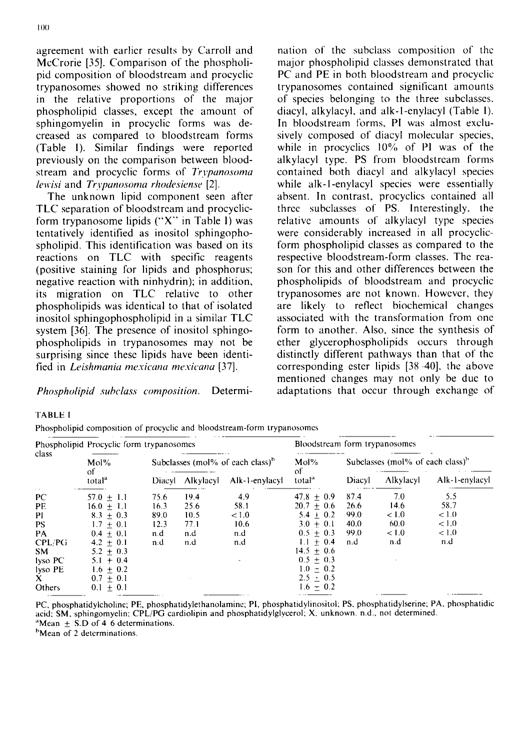agreement with earlier results by Carroll and McCrorie [35]. Comparison of the phospholipid composition of bloodstream and procyclic trypanosomes showed no striking differences in the relative proportions of the major phospholipid classes, except the amount of sphingomyelin in procyclic forms was decreased as compared to bloodstream forms (Table I). Similar findings were reported previously on the comparison between bloodstream and procyclic forms of *Trypanosoma lewisi* and *Trypanosoma rhodesiense* [2].

The unknown lipid component seen after TLC separation of bloodstream and procyclic-form trypanosome lipids ("X" in Table I) was tentatively identified as inositol sphingophospholipid. This identification was based on its reactions on TLC with specific reagents (positive staining for lipids and phosphorus; negative reaction with ninhydrin); in addition, its migration on TLC relative to other phospholipids was identical to that of isolated inositol sphingophospholipid in a similar TLC system [36]. The presence of inositol sphingophospholipids in trypanosomes may not be surprising since these lipids have been identified in *Leishmania mexicana mexicana* [37].

*Phospholipid subclass composition.* Determination of the subclass composition of the major phospholipid classes demonstrated that PC and PE in both bloodstream and procyclic trypanosomes contained significant amounts of species belonging to the three subclasses, diacyl, alkylacyl, and alk-1-enylacyl (Table I). In bloodstream forms, PI was almost exclusively composed of diacyl molecular species, while in procyclics 10% of PI was of the alkylacyl type. PS from bloodstream forms contained both diacyl and alkylacyl species while alk-1-enylacyl species were essentially absent. In contrast, procyclics contained all three subclasses of PS. Interestingly, the relative amounts of alkylacyl type species were considerably increased in all procyclic-form phospholipid classes as compared to the respective bloodstream-form classes. The reason for this and other differences between the phospholipids of bloodstream and procyclic trypanosomes are not known. However, they are likely to reflect biochemical changes associated with the transformation from one form to another. Also, since the synthesis of ether glycerophospholipids occurs through distinctly different pathways than that of the corresponding ester lipids [38–40], the above mentioned changes may not only be due to adaptations that occur through exchange of

TABLE I

Phospholipid composition of procyclic and bloodstream-form trypanosomes

| Phospholipid class | Procyclic form trypanosomes | | | | Bloodstream form trypanosomes | | | |
|---|---|---|---|---|---|---|---|---|
| | Mol% of total[a] | Subclasses (mol% of each class)[b] | | | Mol% of total[a] | Subclasses (mol% of each class)[b] | | |
| | | Diacyl | Alkylacyl | Alk-1-enylacyl | | Diacyl | Alkylacyl | Alk-1-enylacyl |
| PC | 57.0 ± 1.1 | 75.6 | 19.4 | 4.9 | 47.8 ± 0.9 | 87.4 | 7.0 | 5.5 |
| PE | 16.0 ± 1.1 | 16.3 | 25.6 | 58.1 | 20.7 ± 0.6 | 26.6 | 14.6 | 58.7 |
| PI | 8.3 ± 0.3 | 89.0 | 10.5 | < 1.0 | 5.4 ± 0.2 | 99.0 | < 1.0 | < 1.0 |
| PS | 1.7 ± 0.1 | 12.3 | 77.1 | 10.6 | 3.0 ± 0.1 | 40.0 | 60.0 | < 1.0 |
| PA | 0.4 ± 0.1 | n.d | n.d | n.d | 0.5 ± 0.3 | 99.0 | < 1.0 | < 1.0 |
| CPL/PG | 4.2 ± 0.1 | n.d | n.d | n.d | 1.1 ± 0.4 | n.d | n.d | n.d |
| SM | 5.2 ± 0.3 | | | | 14.5 ± 0.6 | | | |
| lyso PC | 5.1 ± 0.4 | | | | 0.5 ± 0.3 | | | |
| lyso PE | 1.6 ± 0.2 | | | | 1.0 ± 0.2 | | | |
| X | 0.7 ± 0.1 | | | | 2.5 ± 0.5 | | | |
| Others | 0.1 ± 0.1 | | | | 1.6 ± 0.2 | | | |

PC, phosphatidylcholine; PE, phosphatidylethanolamine; PI, phosphatidylinositol; PS, phosphatidylserine; PA, phosphatidic acid; SM, sphingomyelin; CPL/PG cardiolipin and phosphatidylglycerol; X, unknown. n.d., not determined.
[a]Mean ± S.D of 4–6 determinations.
[b]Mean of 2 determinations.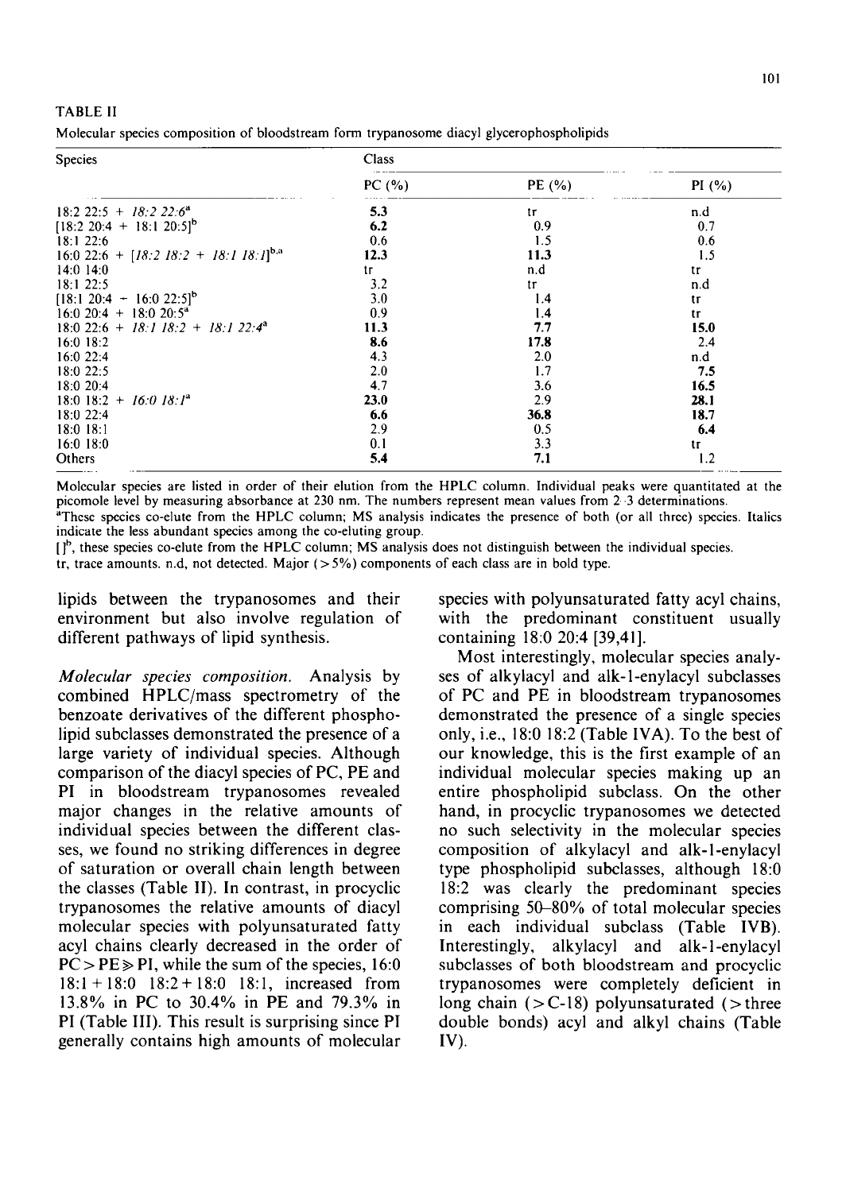TABLE II

Molecular species composition of bloodstream form trypanosome diacyl glycerophospholipids

| Species | Class | | |
|---|---|---|---|
| | PC (%) | PE (%) | PI (%) |
| 18:2 22:5 + *18:2 22:6*[a] | **5.3** | tr | n.d |
| [18:2 20:4 + 18:1 20:5][b] | **6.2** | 0.9 | 0.7 |
| 18:1 22:6 | 0.6 | 1.5 | 0.6 |
| 16:0 22:6 + [*18:2 18:2 + 18:1 18:1*][b,a] | **12.3** | **11.3** | 1.5 |
| 14:0 14:0 | tr | n.d | tr |
| 18:1 22:5 | 3.2 | tr | n.d |
| [18:1 20:4 + 16:0 22:5][b] | 3.0 | 1.4 | tr |
| 16:0 20:4 + 18:0 20:5[a] | 0.9 | 1.4 | tr |
| 18:0 22:6 + *18:1 18:2 + 18:1 22:4*[a] | **11.3** | **7.7** | **15.0** |
| 16:0 18:2 | **8.6** | **17.8** | 2.4 |
| 16:0 22:4 | 4.3 | 2.0 | n.d |
| 18:0 22:5 | 2.0 | 1.7 | **7.5** |
| 18:0 20:4 | 4.7 | 3.6 | **16.5** |
| 18:0 18:2 + *16:0 18:1*[a] | **23.0** | 2.9 | **28.1** |
| 18:0 22:4 | **6.6** | **36.8** | **18.7** |
| 18:0 18:1 | 2.9 | 0.5 | **6.4** |
| 16:0 18:0 | 0.1 | 3.3 | tr |
| Others | **5.4** | **7.1** | 1.2 |

Molecular species are listed in order of their elution from the HPLC column. Individual peaks were quantitated at the picomole level by measuring absorbance at 230 nm. The numbers represent mean values from 2–3 determinations.

[a]These species co-elute from the HPLC column; MS analysis indicates the presence of both (or all three) species. Italics indicate the less abundant species among the co-eluting group.

[ ][b], these species co-elute from the HPLC column; MS analysis does not distinguish between the individual species.

tr, trace amounts. n.d, not detected. Major (>5%) components of each class are in bold type.

lipids between the trypanosomes and their environment but also involve regulation of different pathways of lipid synthesis.

*Molecular species composition.* Analysis by combined HPLC/mass spectrometry of the benzoate derivatives of the different phospholipid subclasses demonstrated the presence of a large variety of individual species. Although comparison of the diacyl species of PC, PE and PI in bloodstream trypanosomes revealed major changes in the relative amounts of individual species between the different classes, we found no striking differences in degree of saturation or overall chain length between the classes (Table II). In contrast, in procyclic trypanosomes the relative amounts of diacyl molecular species with polyunsaturated fatty acyl chains clearly decreased in the order of PC > PE ≫ PI, while the sum of the species, 16:0 18:1 + 18:0 18:2 + 18:0 18:1, increased from 13.8% in PC to 30.4% in PE and 79.3% in PI (Table III). This result is surprising since PI generally contains high amounts of molecular species with polyunsaturated fatty acyl chains, with the predominant constituent usually containing 18:0 20:4 [39,41].

Most interestingly, molecular species analyses of alkylacyl and alk-1-enylacyl subclasses of PC and PE in bloodstream trypanosomes demonstrated the presence of a single species only, i.e., 18:0 18:2 (Table IVA). To the best of our knowledge, this is the first example of an individual molecular species making up an entire phospholipid subclass. On the other hand, in procyclic trypanosomes we detected no such selectivity in the molecular species composition of alkylacyl and alk-1-enylacyl type phospholipid subclasses, although 18:0 18:2 was clearly the predominant species comprising 50–80% of total molecular species in each individual subclass (Table IVB). Interestingly, alkylacyl and alk-1-enylacyl subclasses of both bloodstream and procyclic trypanosomes were completely deficient in long chain (>C-18) polyunsaturated (>three double bonds) acyl and alkyl chains (Table IV).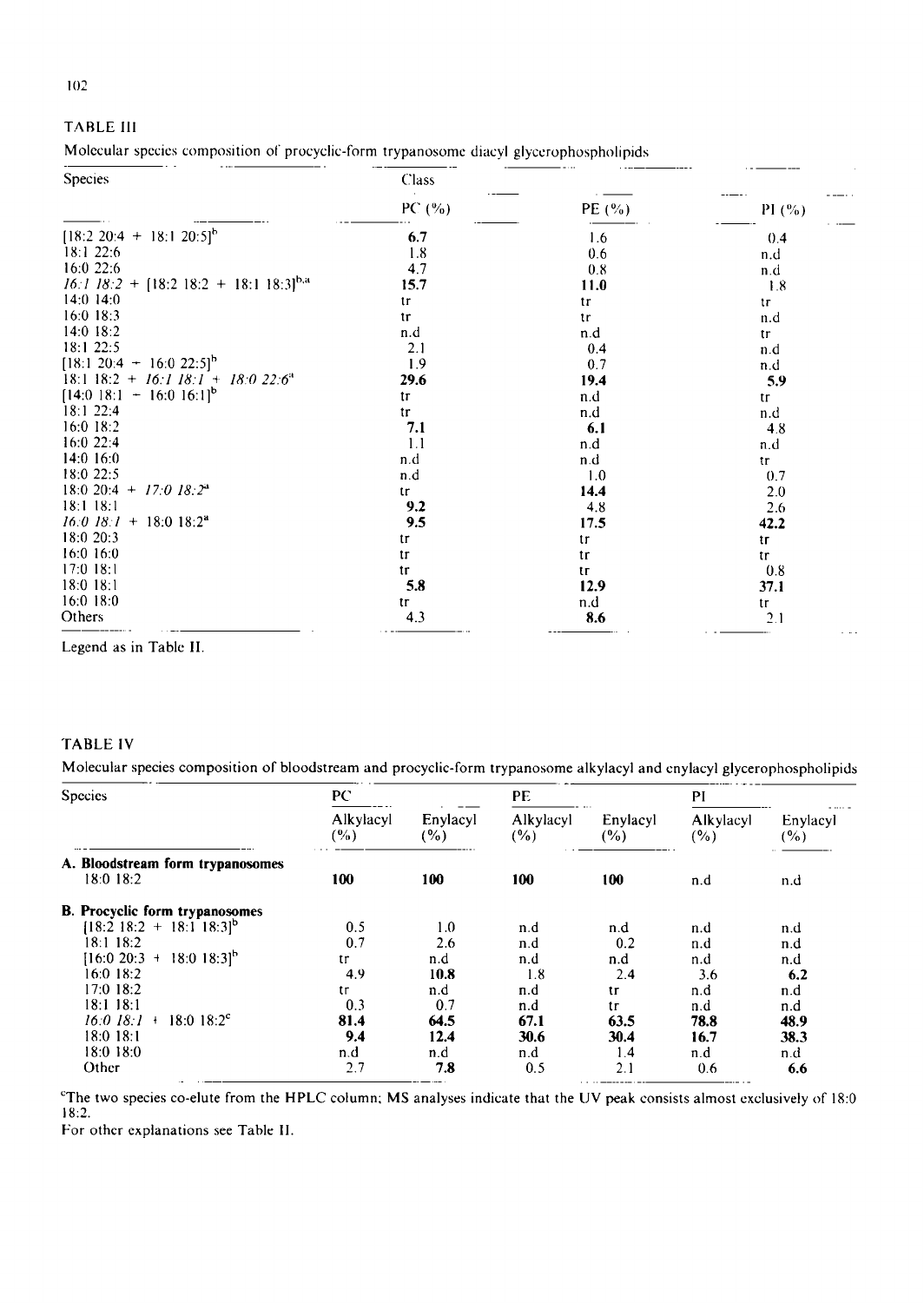TABLE III

Molecular species composition of procyclic-form trypanosome diacyl glycerophospholipids

| Species | Class | | |
|---|---|---|---|
| | PC (%) | PE (%) | PI (%) |
| [18:2 20:4 + 18:1 20:5][b] | **6.7** | 1.6 | 0.4 |
| 18:1 22:6 | 1.8 | 0.6 | n.d |
| 16:0 22:6 | 4.7 | 0.8 | n.d |
| *16:1 18:2* + [18:2 18:2 + 18:1 18:3][b,a] | **15.7** | **11.0** | 1.8 |
| 14:0 14:0 | tr | tr | tr |
| 16:0 18:3 | tr | tr | n.d |
| 14:0 18:2 | n.d | n.d | tr |
| 18:1 22:5 | 2.1 | 0.4 | n.d |
| [18:1 20:4 + 16:0 22:5][b] | 1.9 | 0.7 | n.d |
| 18:1 18:2 + *16:1 18:1* + *18:0 22:6*[a] | **29.6** | **19.4** | **5.9** |
| [14:0 18:1 + 16:0 16:1][b] | tr | n.d | tr |
| 18:1 22:4 | tr | n.d | n.d |
| 16:0 18:2 | **7.1** | **6.1** | 4.8 |
| 16:0 22:4 | 1.1 | n.d | n.d |
| 14:0 16:0 | n.d | n.d | tr |
| 18:0 22:5 | n.d | 1.0 | 0.7 |
| 18:0 20:4 + *17:0 18:2*[a] | tr | **14.4** | 2.0 |
| 18:1 18:1 | **9.2** | 4.8 | 2.6 |
| *16:0 18:1* + 18:0 18:2[a] | **9.5** | **17.5** | **42.2** |
| 18:0 20:3 | tr | tr | tr |
| 16:0 16:0 | tr | tr | tr |
| 17:0 18:1 | tr | tr | 0.8 |
| 18:0 18:1 | **5.8** | **12.9** | **37.1** |
| 16:0 18:0 | tr | n.d | tr |
| Others | 4.3 | **8.6** | 2.1 |

Legend as in Table II.

TABLE IV

Molecular species composition of bloodstream and procyclic-form trypanosome alkylacyl and enylacyl glycerophospholipids

| Species | PC | | PE | | PI | |
|---|---|---|---|---|---|---|
| | Alkylacyl (%) | Enylacyl (%) | Alkylacyl (%) | Enylacyl (%) | Alkylacyl (%) | Enylacyl (%) |
| **A. Bloodstream form trypanosomes** | | | | | | |
| 18:0 18:2 | **100** | **100** | **100** | **100** | n.d | n.d |
| **B. Procyclic form trypanosomes** | | | | | | |
| [18:2 18:2 + 18:1 18:3][b] | 0.5 | 1.0 | n.d | n.d | n.d | n.d |
| 18:1 18:2 | 0.7 | 2.6 | n.d | 0.2 | n.d | n.d |
| [16:0 20:3 + 18:0 18:3][b] | tr | n.d | n.d | n.d | n.d | n.d |
| 16:0 18:2 | 4.9 | **10.8** | 1.8 | 2.4 | 3.6 | **6.2** |
| 17:0 18:2 | tr | n.d | n.d | tr | n.d | n.d |
| 18:1 18:1 | 0.3 | 0.7 | n.d | tr | n.d | n.d |
| *16:0 18:1* + 18:0 18:2[c] | **81.4** | **64.5** | **67.1** | **63.5** | **78.8** | **48.9** |
| 18:0 18:1 | **9.4** | **12.4** | **30.6** | **30.4** | **16.7** | **38.3** |
| 18:0 18:0 | n.d | n.d | n.d | 1.4 | n.d | n.d |
| Other | 2.7 | **7.8** | 0.5 | 2.1 | 0.6 | **6.6** |

[c]The two species co-elute from the HPLC column; MS analyses indicate that the UV peak consists almost exclusively of 18:0 18:2.

For other explanations see Table II.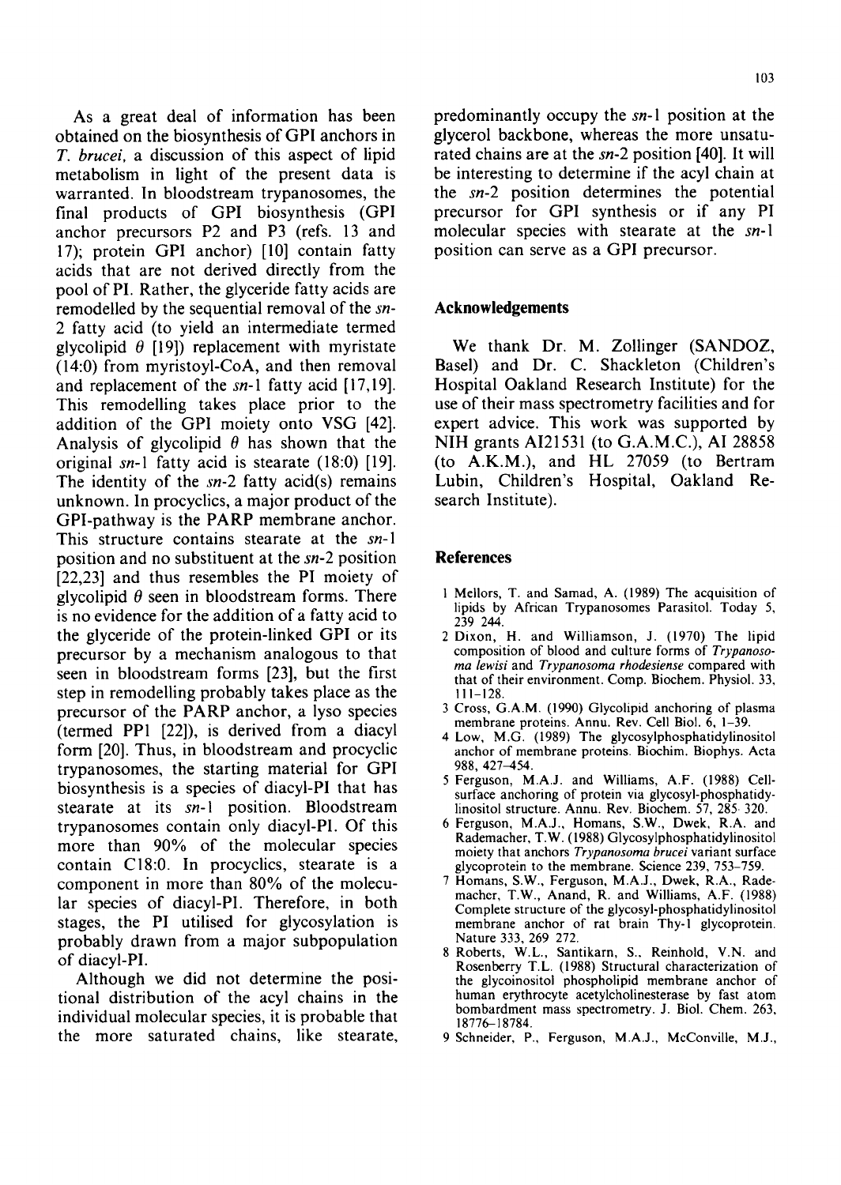As a great deal of information has been obtained on the biosynthesis of GPI anchors in *T. brucei*, a discussion of this aspect of lipid metabolism in light of the present data is warranted. In bloodstream trypanosomes, the final products of GPI biosynthesis (GPI anchor precursors P2 and P3 (refs. 13 and 17); protein GPI anchor) [10] contain fatty acids that are not derived directly from the pool of PI. Rather, the glyceride fatty acids are remodelled by the sequential removal of the *sn*-2 fatty acid (to yield an intermediate termed glycolipid $\theta$ [19]) replacement with myristate (14:0) from myristoyl-CoA, and then removal and replacement of the *sn*-1 fatty acid [17,19]. This remodelling takes place prior to the addition of the GPI moiety onto VSG [42]. Analysis of glycolipid $\theta$ has shown that the original *sn*-1 fatty acid is stearate (18:0) [19]. The identity of the *sn*-2 fatty acid(s) remains unknown. In procyclics, a major product of the GPI-pathway is the PARP membrane anchor. This structure contains stearate at the *sn*-1 position and no substituent at the *sn*-2 position [22,23] and thus resembles the PI moiety of glycolipid $\theta$ seen in bloodstream forms. There is no evidence for the addition of a fatty acid to the glyceride of the protein-linked GPI or its precursor by a mechanism analogous to that seen in bloodstream forms [23], but the first step in remodelling probably takes place as the precursor of the PARP anchor, a lyso species (termed PP1 [22]), is derived from a diacyl form [20]. Thus, in bloodstream and procyclic trypanosomes, the starting material for GPI biosynthesis is a species of diacyl-PI that has stearate at its *sn*-1 position. Bloodstream trypanosomes contain only diacyl-PI. Of this more than 90% of the molecular species contain C18:0. In procyclics, stearate is a component in more than 80% of the molecular species of diacyl-PI. Therefore, in both stages, the PI utilised for glycosylation is probably drawn from a major subpopulation of diacyl-PI.

Although we did not determine the positional distribution of the acyl chains in the individual molecular species, it is probable that the more saturated chains, like stearate, predominantly occupy the *sn*-1 position at the glycerol backbone, whereas the more unsaturated chains are at the *sn*-2 position [40]. It will be interesting to determine if the acyl chain at the *sn*-2 position determines the potential precursor for GPI synthesis or if any PI molecular species with stearate at the *sn*-1 position can serve as a GPI precursor.

## Acknowledgements

We thank Dr. M. Zollinger (SANDOZ, Basel) and Dr. C. Shackleton (Children's Hospital Oakland Research Institute) for the use of their mass spectrometry facilities and for expert advice. This work was supported by NIH grants AI21531 (to G.A.M.C.), AI 28858 (to A.K.M.), and HL 27059 (to Bertram Lubin, Children's Hospital, Oakland Research Institute).

## References

1 Mellors, T. and Samad, A. (1989) The acquisition of lipids by African Trypanosomes Parasitol. Today 5, 239 244.

2 Dixon, H. and Williamson, J. (1970) The lipid composition of blood and culture forms of *Trypanosoma lewisi* and *Trypanosoma rhodesiense* compared with that of their environment. Comp. Biochem. Physiol. 33, 111–128.

3 Cross, G.A.M. (1990) Glycolipid anchoring of plasma membrane proteins. Annu. Rev. Cell Biol. 6, 1–39.

4 Low, M.G. (1989) The glycosylphosphatidylinositol anchor of membrane proteins. Biochim. Biophys. Acta 988, 427–454.

5 Ferguson, M.A.J. and Williams, A.F. (1988) Cell-surface anchoring of protein via glycosyl-phosphatidylinositol structure. Annu. Rev. Biochem. 57, 285 320.

6 Ferguson, M.A.J., Homans, S.W., Dwek, R.A. and Rademacher, T.W. (1988) Glycosylphosphatidylinositol moiety that anchors *Trypanosoma brucei* variant surface glycoprotein to the membrane. Science 239, 753–759.

7 Homans, S.W., Ferguson, M.A.J., Dwek, R.A., Rademacher, T.W., Anand, R. and Williams, A.F. (1988) Complete structure of the glycosyl-phosphatidylinositol membrane anchor of rat brain Thy-1 glycoprotein. Nature 333, 269 272.

8 Roberts, W.L., Santikarn, S., Reinhold, V.N. and Rosenberry T.L. (1988) Structural characterization of the glycoinositol phospholipid membrane anchor of human erythrocyte acetylcholinesterase by fast atom bombardment mass spectrometry. J. Biol. Chem. 263, 18776–18784.

9 Schneider, P., Ferguson, M.A.J., McConville, M.J.,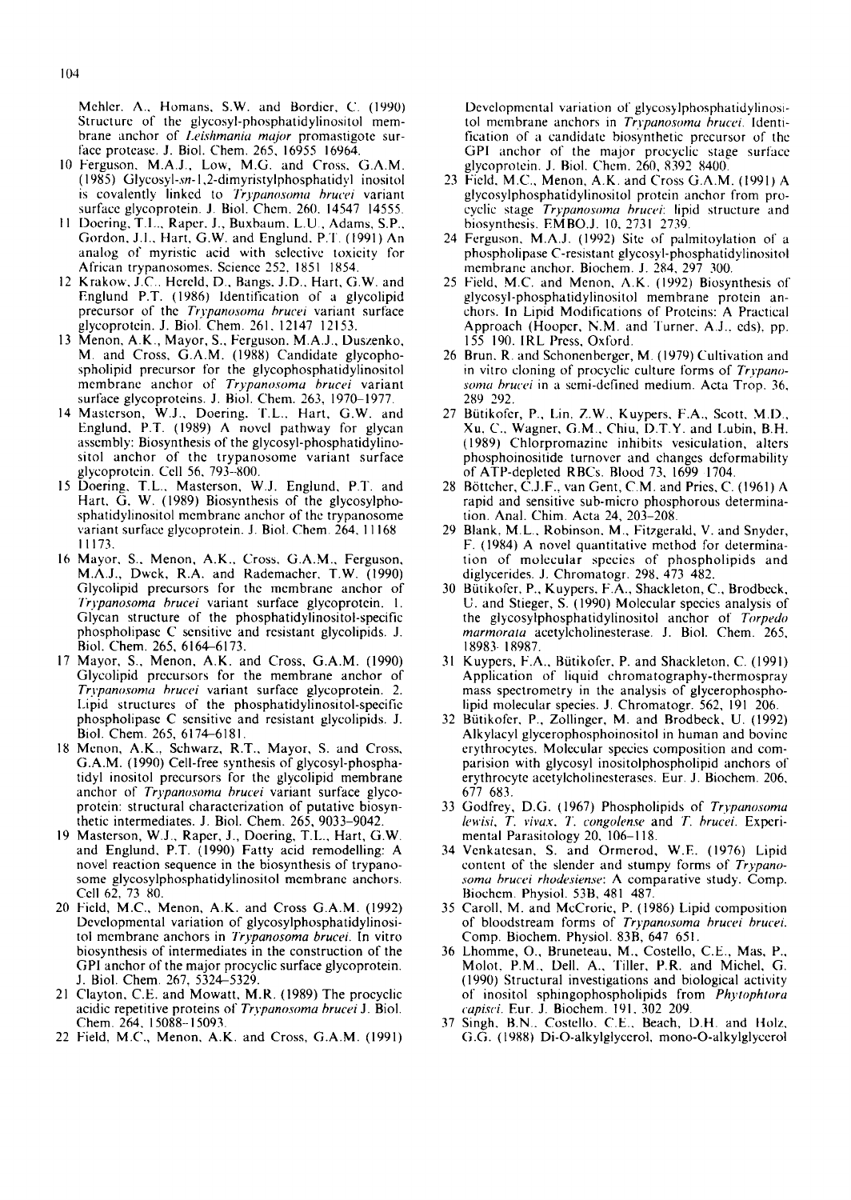Mehler, A., Homans, S.W. and Bordier, C. (1990) Structure of the glycosyl-phosphatidylinositol membrane anchor of *Leishmania major* promastigote surface protease. J. Biol. Chem. 265, 16955–16964.

10 Ferguson, M.A.J., Low, M.G. and Cross, G.A.M. (1985) Glycosyl-*sn*-1,2-dimyristylphosphatidyl inositol is covalently linked to *Trypanosoma brucei* variant surface glycoprotein. J. Biol. Chem. 260, 14547–14555.

11 Doering, T.L., Raper, J., Buxbaum, L.U., Adams, S.P., Gordon, J.I., Hart, G.W. and Englund, P.T. (1991) An analog of myristic acid with selective toxicity for African trypanosomes. Science 252, 1851–1854.

12 Krakow, J.C., Hereld, D., Bangs, J.D., Hart, G.W. and Englund P.T. (1986) Identification of a glycolipid precursor of the *Trypanosoma brucei* variant surface glycoprotein. J. Biol. Chem. 261, 12147–12153.

13 Menon, A.K., Mayor, S., Ferguson, M.A.J., Duszenko, M. and Cross, G.A.M. (1988) Candidate glycophospholipid precursor for the glycophosphatidylinositol membrane anchor of *Trypanosoma brucei* variant surface glycoproteins. J. Biol. Chem. 263, 1970–1977.

14 Masterson, W.J., Doering, T.L., Hart, G.W. and Englund, P.T. (1989) A novel pathway for glycan assembly: Biosynthesis of the glycosyl-phosphatidylinositol anchor of the trypanosome variant surface glycoprotein. Cell 56, 793–800.

15 Doering, T.L., Masterson, W.J. Englund, P.T. and Hart, G. W. (1989) Biosynthesis of the glycosylphosphatidylinositol membrane anchor of the trypanosome variant surface glycoprotein. J. Biol. Chem. 264, 11168–11173.

16 Mayor, S., Menon, A.K., Cross, G.A.M., Ferguson, M.A.J., Dwek, R.A. and Rademacher, T.W. (1990) Glycolipid precursors for the membrane anchor of *Trypanosoma brucei* variant surface glycoprotein. 1. Glycan structure of the phosphatidylinositol-specific phospholipase C sensitive and resistant glycolipids. J. Biol. Chem. 265, 6164–6173.

17 Mayor, S., Menon, A.K. and Cross, G.A.M. (1990) Glycolipid precursors for the membrane anchor of *Trypanosoma brucei* variant surface glycoprotein. 2. Lipid structures of the phosphatidylinositol-specific phospholipase C sensitive and resistant glycolipids. J. Biol. Chem. 265, 6174–6181.

18 Menon, A.K., Schwarz, R.T., Mayor, S. and Cross, G.A.M. (1990) Cell-free synthesis of glycosyl-phosphatidyl inositol precursors for the glycolipid membrane anchor of *Trypanosoma brucei* variant surface glycoprotein: structural characterization of putative biosynthetic intermediates. J. Biol. Chem. 265, 9033–9042.

19 Masterson, W.J., Raper, J., Doering, T.L., Hart, G.W. and Englund, P.T. (1990) Fatty acid remodelling: A novel reaction sequence in the biosynthesis of trypanosome glycosylphosphatidylinositol membrane anchors. Cell 62, 73–80.

20 Field, M.C., Menon, A.K. and Cross G.A.M. (1992) Developmental variation of glycosylphosphatidylinositol membrane anchors in *Trypanosoma brucei*. In vitro biosynthesis of intermediates in the construction of the GPI anchor of the major procyclic surface glycoprotein. J. Biol. Chem. 267, 5324–5329.

21 Clayton, C.E. and Mowatt, M.R. (1989) The procyclic acidic repetitive proteins of *Trypanosoma brucei* J. Biol. Chem. 264, 15088–15093.

22 Field, M.C., Menon, A.K. and Cross, G.A.M. (1991) Developmental variation of glycosylphosphatidylinositol membrane anchors in *Trypanosoma brucei*. Identification of a candidate biosynthetic precursor of the GPI anchor of the major procyclic stage surface glycoprotein. J. Biol. Chem. 260, 8392–8400.

23 Field, M.C., Menon, A.K. and Cross G.A.M. (1991) A glycosylphosphatidylinositol protein anchor from procyclic stage *Trypanosoma brucei*: lipid structure and biosynthesis. EMBO J. 10, 2731–2739.

24 Ferguson, M.A.J. (1992) Site of palmitoylation of a phospholipase C-resistant glycosyl-phosphatidylinositol membrane anchor. Biochem. J. 284, 297–300.

25 Field, M.C. and Menon, A.K. (1992) Biosynthesis of glycosyl-phosphatidylinositol membrane protein anchors. In Lipid Modifications of Proteins: A Practical Approach (Hooper, N.M. and Turner, A.J., eds), pp. 155–190. IRL Press, Oxford.

26 Brun, R. and Schonenberger, M. (1979) Cultivation and in vitro cloning of procyclic culture forms of *Trypanosoma brucei* in a semi-defined medium. Acta Trop. 36, 289–292.

27 Bütikofer, P., Lin, Z.W., Kuypers, F.A., Scott, M.D., Xu, C., Wagner, G.M., Chiu, D.T.Y. and Lubin, B.H. (1989) Chlorpromazine inhibits vesiculation, alters phosphoinositide turnover and changes deformability of ATP-depleted RBCs. Blood 73, 1699–1704.

28 Böttcher, C.J.F., van Gent, C.M. and Pries, C. (1961) A rapid and sensitive sub-micro phosphorous determination. Anal. Chim. Acta 24, 203–208.

29 Blank, M.L., Robinson, M., Fitzgerald, V. and Snyder, F. (1984) A novel quantitative method for determination of molecular species of phospholipids and diglycerides. J. Chromatogr. 298, 473–482.

30 Bütikofer, P., Kuypers, F.A., Shackleton, C., Brodbeck, U. and Stieger, S. (1990) Molecular species analysis of the glycosylphosphatidylinositol anchor of *Torpedo marmorata* acetylcholinesterase. J. Biol. Chem. 265, 18983–18987.

31 Kuypers, F.A., Bütikofer, P. and Shackleton, C. (1991) Application of liquid chromatography-thermospray mass spectrometry in the analysis of glycerophospholipid molecular species. J. Chromatogr. 562, 191–206.

32 Bütikofer, P., Zollinger, M. and Brodbeck, U. (1992) Alkylacyl glycerophosphoinositol in human and bovine erythrocytes. Molecular species composition and comparision with glycosyl inositolphospholipid anchors of erythrocyte acetylcholinesterases. Eur. J. Biochem. 206, 677–683.

33 Godfrey, D.G. (1967) Phospholipids of *Trypanosoma lewisi*, *T. vivax*, *T. congolense* and *T. brucei*. Experimental Parasitology 20, 106–118.

34 Venkatesan, S. and Ormerod, W.E. (1976) Lipid content of the slender and stumpy forms of *Trypanosoma brucei rhodesiense*: A comparative study. Comp. Biochem. Physiol. 53B, 481–487.

35 Caroll, M. and McCrorie, P. (1986) Lipid composition of bloodstream forms of *Trypanosoma brucei brucei*. Comp. Biochem. Physiol. 83B, 647–651.

36 Lhomme, O., Bruneteau, M., Costello, C.E., Mas, P., Molot, P.M., Dell, A., Tiller, P.R. and Michel, G. (1990) Structural investigations and biological activity of inositol sphingophospholipids from *Phytophtora capisci*. Eur. J. Biochem. 191, 302–209.

37 Singh, B.N., Costello, C.E., Beach, D.H. and Holz, G.G. (1988) Di-O-alkylglycerol, mono-O-alkylglycerol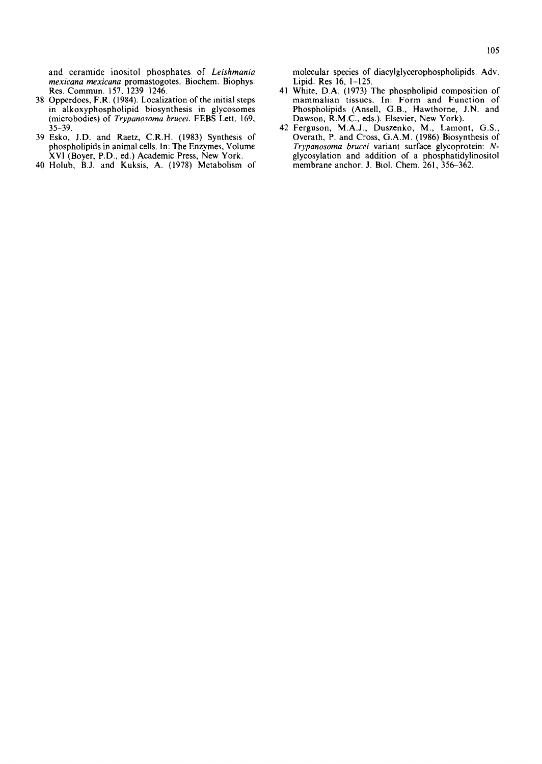and ceramide inositol phosphates of *Leishmania mexicana mexicana* promastogotes. Biochem. Biophys. Res. Commun. 157, 1239 1246.

38 Opperdoes, F.R. (1984). Localization of the initial steps in alkoxyphospholipid biosynthesis in glycosomes (microbodies) of *Trypanosoma brucei*. FEBS Lett. 169, 35–39.

39 Esko, J.D. and Raetz, C.R.H. (1983) Synthesis of phospholipids in animal cells. In: The Enzymes, Volume XVI (Boyer, P.D., ed.) Academic Press, New York.

40 Holub, B.J. and Kuksis, A. (1978) Metabolism of molecular species of diacylglycerophospholipids. Adv. Lipid. Res 16, 1–125.

41 White, D.A. (1973) The phospholipid composition of mammalian tissues. In: Form and Function of Phospholipids (Ansell, G.B., Hawthorne, J.N. and Dawson, R.M.C., eds.). Elsevier, New York).

42 Ferguson, M.A.J., Duszenko, M., Lamont, G.S., Overath, P. and Cross, G.A.M. (1986) Biosynthesis of *Trypanosoma brucei* variant surface glycoprotein: *N*-glycosylation and addition of a phosphatidylinositol membrane anchor. J. Biol. Chem. 261, 356–362.